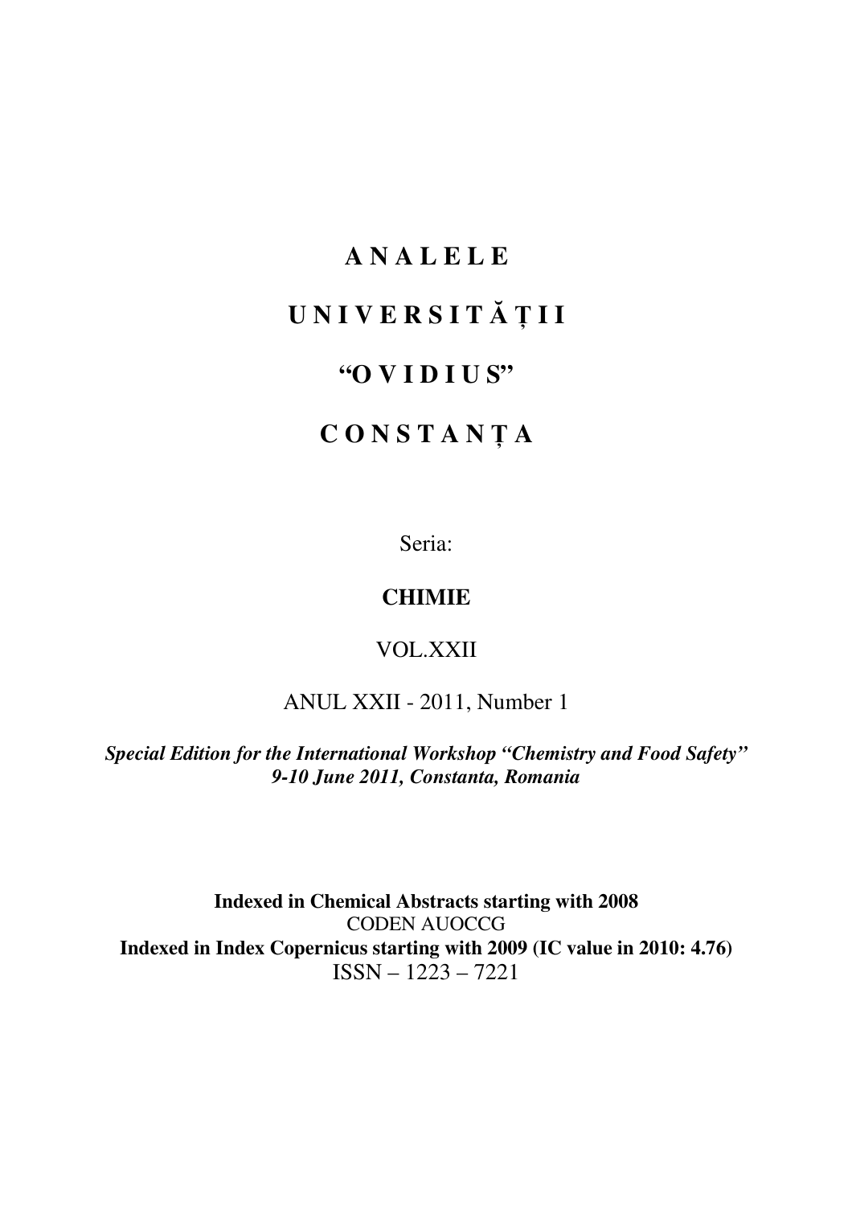# A N A L E L E

# U N I V E R S I T Ă Ț I I

# "O V I D I U S"

# C O N S T A N Ț A

Seria:

**CHIMIE**

VOL.XXII

ANUL XXII - 2011, Number 1

***Special Edition for the International Workshop "Chemistry and Food Safety"***
***9-10 June 2011, Constanta, Romania***

**Indexed in Chemical Abstracts starting with 2008**
CODEN AUOCCG
**Indexed in Index Copernicus starting with 2009 (IC value in 2010: 4.76)**
ISSN – 1223 – 7221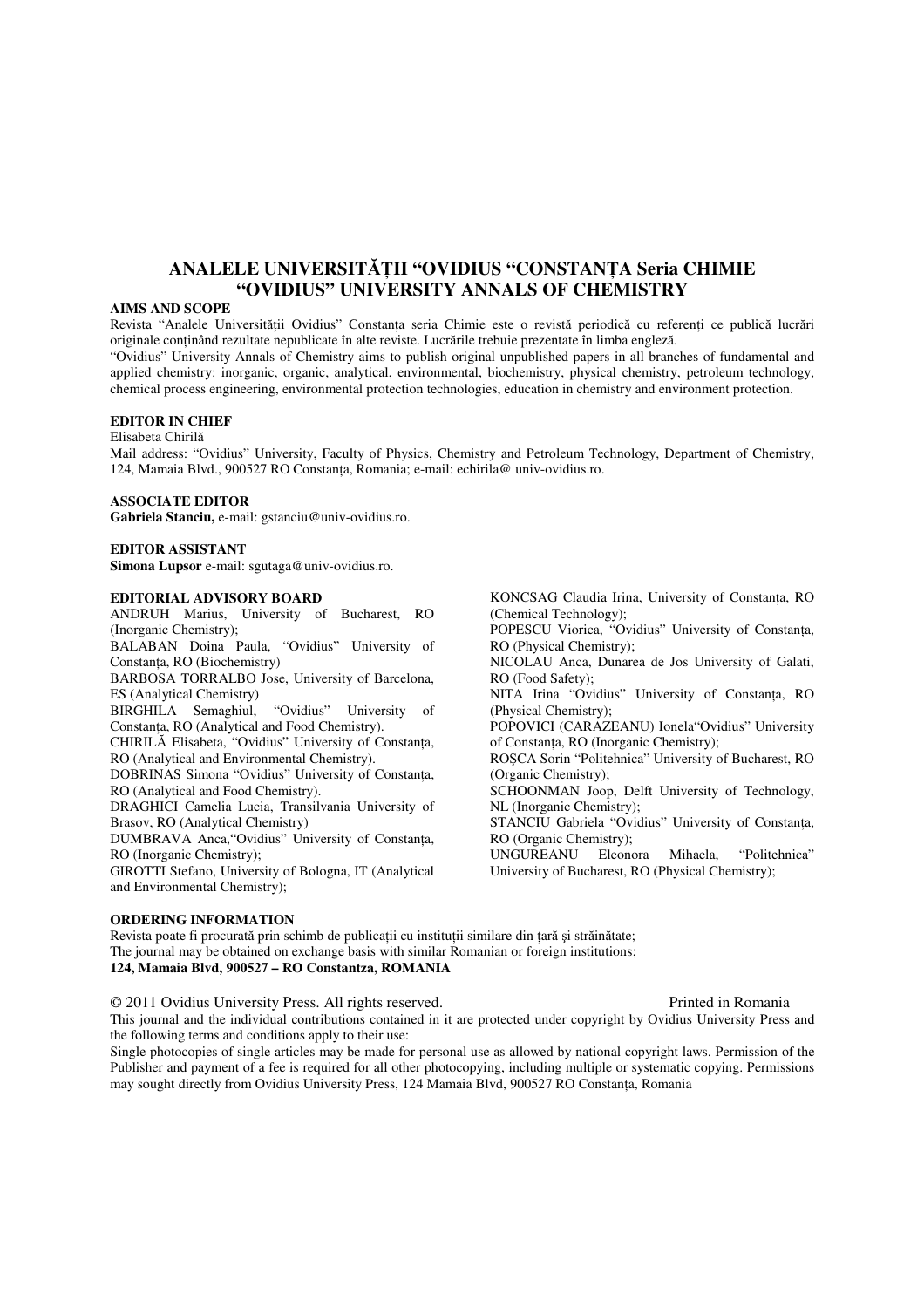# ANALELE UNIVERSITĂȚII "OVIDIUS "CONSTANȚA Seria CHIMIE "OVIDIUS" UNIVERSITY ANNALS OF CHEMISTRY

**AIMS AND SCOPE**

Revista "Analele Universității Ovidius" Constanța seria Chimie este o revistă periodică cu referenți ce publică lucrări originale conținând rezultate nepublicate în alte reviste. Lucrările trebuie prezentate în limba engleză.

"Ovidius" University Annals of Chemistry aims to publish original unpublished papers in all branches of fundamental and applied chemistry: inorganic, organic, analytical, environmental, biochemistry, physical chemistry, petroleum technology, chemical process engineering, environmental protection technologies, education in chemistry and environment protection.

**EDITOR IN CHIEF**

Elisabeta Chirilă

Mail address: "Ovidius" University, Faculty of Physics, Chemistry and Petroleum Technology, Department of Chemistry, 124, Mamaia Blvd., 900527 RO Constanța, Romania; e-mail: echirila@ univ-ovidius.ro.

**ASSOCIATE EDITOR**

**Gabriela Stanciu,** e-mail: gstanciu@univ-ovidius.ro.

**EDITOR ASSISTANT**

**Simona Lupsor** e-mail: sgutaga@univ-ovidius.ro.

**EDITORIAL ADVISORY BOARD**

ANDRUH Marius, University of Bucharest, RO (Inorganic Chemistry);
BALABAN Doina Paula, "Ovidius" University of Constanța, RO (Biochemistry)
BARBOSA TORRALBO Jose, University of Barcelona, ES (Analytical Chemistry)
BIRGHILA Semaghiul, "Ovidius" University of Constanța, RO (Analytical and Food Chemistry).
CHIRILĂ Elisabeta, "Ovidius" University of Constanța, RO (Analytical and Environmental Chemistry).
DOBRINAS Simona "Ovidius" University of Constanța, RO (Analytical and Food Chemistry).
DRAGHICI Camelia Lucia, Transilvania University of Brasov, RO (Analytical Chemistry)
DUMBRAVA Anca,"Ovidius" University of Constanța, RO (Inorganic Chemistry);
GIROTTI Stefano, University of Bologna, IT (Analytical and Environmental Chemistry);
KONCSAG Claudia Irina, University of Constanța, RO (Chemical Technology);
POPESCU Viorica, "Ovidius" University of Constanța, RO (Physical Chemistry);
NICOLAU Anca, Dunarea de Jos University of Galati, RO (Food Safety);
NITA Irina "Ovidius" University of Constanța, RO (Physical Chemistry);
POPOVICI (CARAZEANU) Ionela"Ovidius" University of Constanța, RO (Inorganic Chemistry);
ROȘCA Sorin "Politehnica" University of Bucharest, RO (Organic Chemistry);
SCHOONMAN Joop, Delft University of Technology, NL (Inorganic Chemistry);
STANCIU Gabriela "Ovidius" University of Constanța, RO (Organic Chemistry);
UNGUREANU Eleonora Mihaela, "Politehnica" University of Bucharest, RO (Physical Chemistry);

**ORDERING INFORMATION**

Revista poate fi procurată prin schimb de publicații cu instituții similare din țară și străinătate;
The journal may be obtained on exchange basis with similar Romanian or foreign institutions;
**124, Mamaia Blvd, 900527 – RO Constantza, ROMANIA**

© 2011 Ovidius University Press. All rights reserved. Printed in Romania

This journal and the individual contributions contained in it are protected under copyright by Ovidius University Press and the following terms and conditions apply to their use:

Single photocopies of single articles may be made for personal use as allowed by national copyright laws. Permission of the Publisher and payment of a fee is required for all other photocopying, including multiple or systematic copying. Permissions may sought directly from Ovidius University Press, 124 Mamaia Blvd, 900527 RO Constanța, Romania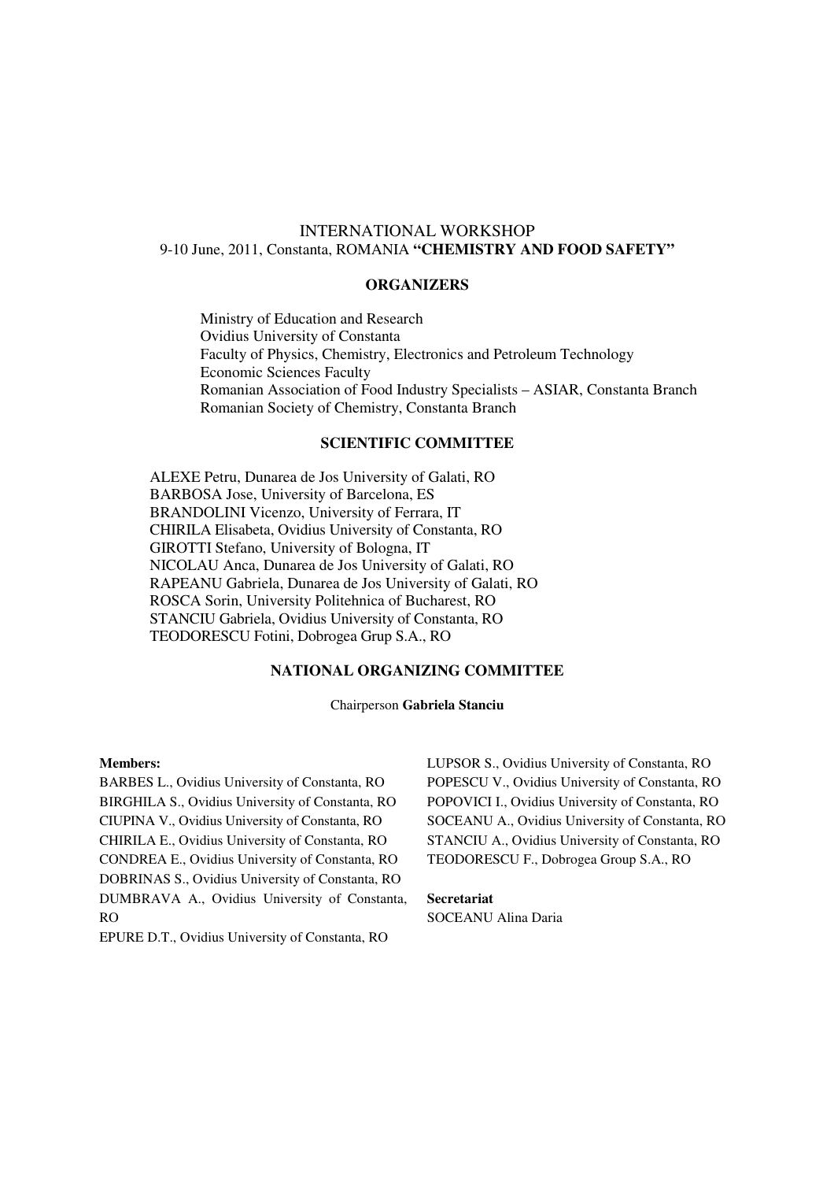INTERNATIONAL WORKSHOP
9-10 June, 2011, Constanta, ROMANIA **"CHEMISTRY AND FOOD SAFETY"**

## ORGANIZERS

Ministry of Education and Research
Ovidius University of Constanta
Faculty of Physics, Chemistry, Electronics and Petroleum Technology
Economic Sciences Faculty
Romanian Association of Food Industry Specialists – ASIAR, Constanta Branch
Romanian Society of Chemistry, Constanta Branch

## SCIENTIFIC COMMITTEE

ALEXE Petru, Dunarea de Jos University of Galati, RO
BARBOSA Jose, University of Barcelona, ES
BRANDOLINI Vicenzo, University of Ferrara, IT
CHIRILA Elisabeta, Ovidius University of Constanta, RO
GIROTTI Stefano, University of Bologna, IT
NICOLAU Anca, Dunarea de Jos University of Galati, RO
RAPEANU Gabriela, Dunarea de Jos University of Galati, RO
ROSCA Sorin, University Politehnica of Bucharest, RO
STANCIU Gabriela, Ovidius University of Constanta, RO
TEODORESCU Fotini, Dobrogea Grup S.A., RO

## NATIONAL ORGANIZING COMMITTEE

Chairperson **Gabriela Stanciu**

**Members:**

BARBES L., Ovidius University of Constanta, RO
BIRGHILA S., Ovidius University of Constanta, RO
CIUPINA V., Ovidius University of Constanta, RO
CHIRILA E., Ovidius University of Constanta, RO
CONDREA E., Ovidius University of Constanta, RO
DOBRINAS S., Ovidius University of Constanta, RO
DUMBRAVA A., Ovidius University of Constanta, RO
EPURE D.T., Ovidius University of Constanta, RO
LUPSOR S., Ovidius University of Constanta, RO
POPESCU V., Ovidius University of Constanta, RO
POPOVICI I., Ovidius University of Constanta, RO
SOCEANU A., Ovidius University of Constanta, RO
STANCIU A., Ovidius University of Constanta, RO
TEODORESCU F., Dobrogea Group S.A., RO

**Secretariat**

SOCEANU Alina Daria